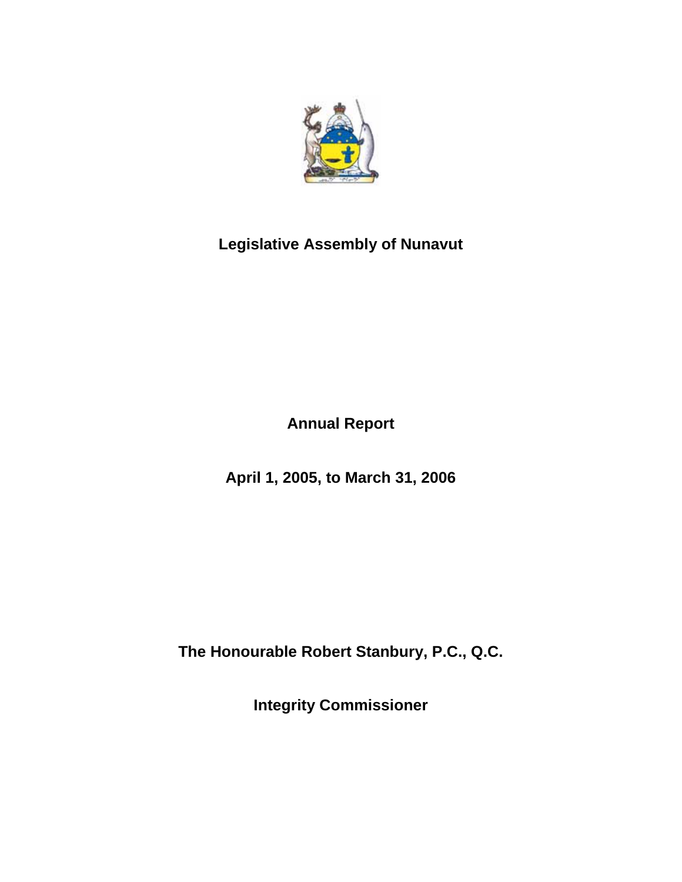# Legislative Assembly of Nunavut

## Annual Report

## April 1, 2005, to March 31, 2006

**The Honourable Robert Stanbury, P.C., Q.C.**

**Integrity Commissioner**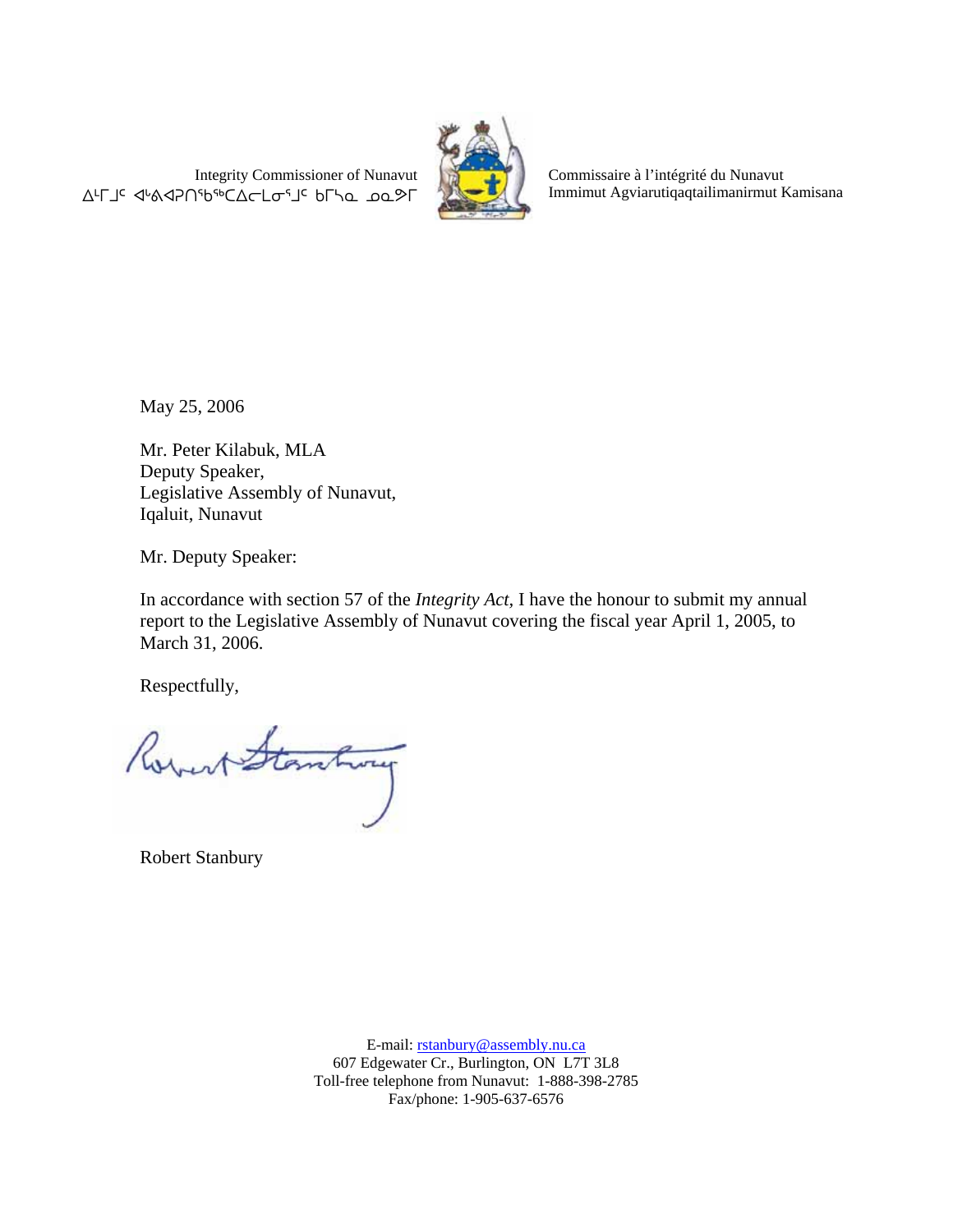Integrity Commissioner of Nunavut
ᐃᒻᒥᒧᑦ ᐊᒃᕕᐊᕈᑎᖃᖅᑕᐃᓕᒪᓂᕐᒧᑦ ᑲᒥᓴᓇ ᓄᓇᕗᒥ

Commissaire à l'intégrité du Nunavut
Immimut Agviarutiqaqtailimanirmut Kamisana

May 25, 2006

Mr. Peter Kilabuk, MLA
Deputy Speaker,
Legislative Assembly of Nunavut,
Iqaluit, Nunavut

Mr. Deputy Speaker:

In accordance with section 57 of the *Integrity Act*, I have the honour to submit my annual report to the Legislative Assembly of Nunavut covering the fiscal year April 1, 2005, to March 31, 2006.

Respectfully,

Robert Stanbury

E-mail: rstanbury@assembly.nu.ca
607 Edgewater Cr., Burlington, ON L7T 3L8
Toll-free telephone from Nunavut: 1-888-398-2785
Fax/phone: 1-905-637-6576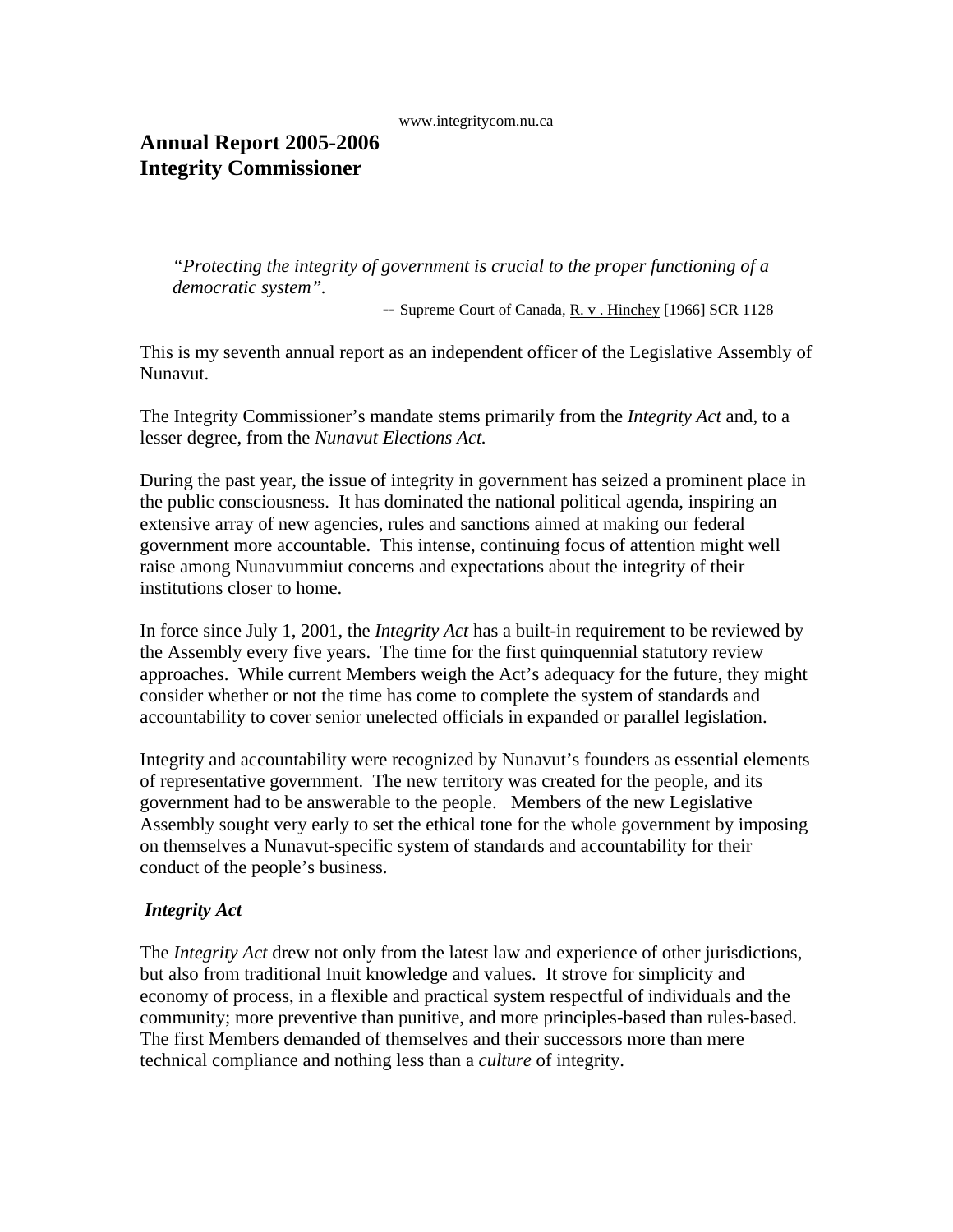www.integritycom.nu.ca

# Annual Report 2005-2006
# Integrity Commissioner

> *"Protecting the integrity of government is crucial to the proper functioning of a democratic system".*
>
> -- Supreme Court of Canada, R. v . Hinchey [1966] SCR 1128

This is my seventh annual report as an independent officer of the Legislative Assembly of Nunavut.

The Integrity Commissioner's mandate stems primarily from the *Integrity Act* and, to a lesser degree, from the *Nunavut Elections Act.*

During the past year, the issue of integrity in government has seized a prominent place in the public consciousness. It has dominated the national political agenda, inspiring an extensive array of new agencies, rules and sanctions aimed at making our federal government more accountable. This intense, continuing focus of attention might well raise among Nunavummiut concerns and expectations about the integrity of their institutions closer to home.

In force since July 1, 2001, the *Integrity Act* has a built-in requirement to be reviewed by the Assembly every five years. The time for the first quinquennial statutory review approaches. While current Members weigh the Act's adequacy for the future, they might consider whether or not the time has come to complete the system of standards and accountability to cover senior unelected officials in expanded or parallel legislation.

Integrity and accountability were recognized by Nunavut's founders as essential elements of representative government. The new territory was created for the people, and its government had to be answerable to the people. Members of the new Legislative Assembly sought very early to set the ethical tone for the whole government by imposing on themselves a Nunavut-specific system of standards and accountability for their conduct of the people's business.

### *Integrity Act*

The *Integrity Act* drew not only from the latest law and experience of other jurisdictions, but also from traditional Inuit knowledge and values. It strove for simplicity and economy of process, in a flexible and practical system respectful of individuals and the community; more preventive than punitive, and more principles-based than rules-based. The first Members demanded of themselves and their successors more than mere technical compliance and nothing less than a *culture* of integrity.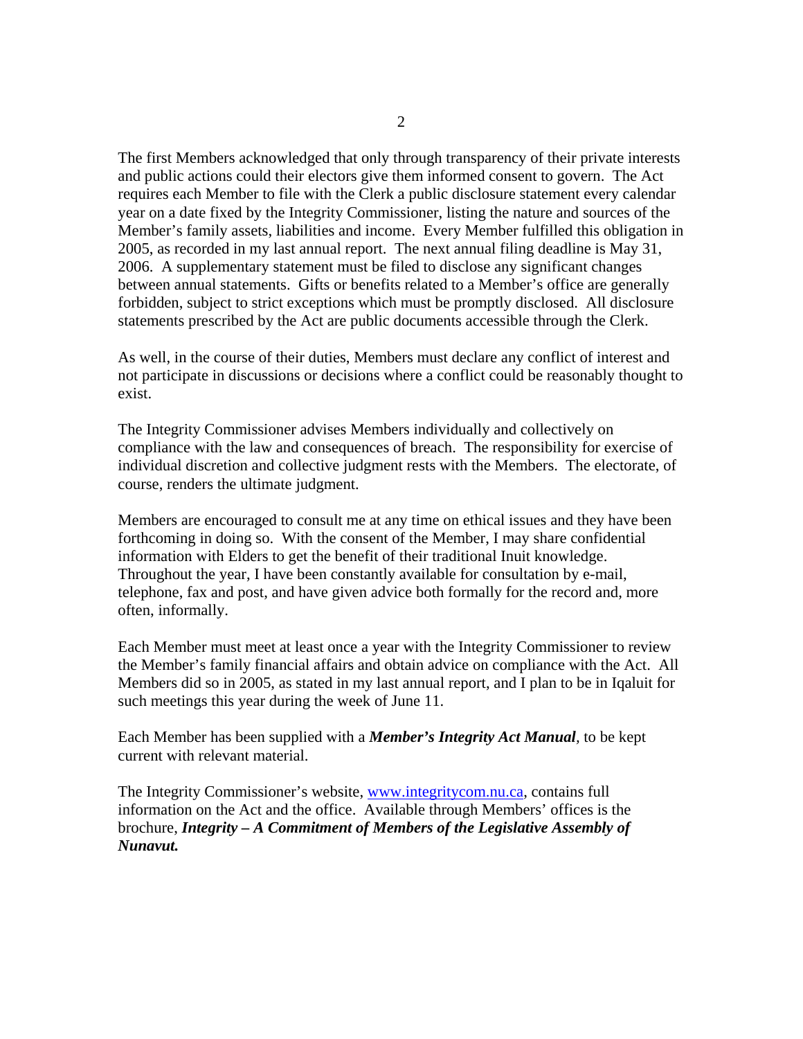The first Members acknowledged that only through transparency of their private interests and public actions could their electors give them informed consent to govern. The Act requires each Member to file with the Clerk a public disclosure statement every calendar year on a date fixed by the Integrity Commissioner, listing the nature and sources of the Member's family assets, liabilities and income. Every Member fulfilled this obligation in 2005, as recorded in my last annual report. The next annual filing deadline is May 31, 2006. A supplementary statement must be filed to disclose any significant changes between annual statements. Gifts or benefits related to a Member's office are generally forbidden, subject to strict exceptions which must be promptly disclosed. All disclosure statements prescribed by the Act are public documents accessible through the Clerk.

As well, in the course of their duties, Members must declare any conflict of interest and not participate in discussions or decisions where a conflict could be reasonably thought to exist.

The Integrity Commissioner advises Members individually and collectively on compliance with the law and consequences of breach. The responsibility for exercise of individual discretion and collective judgment rests with the Members. The electorate, of course, renders the ultimate judgment.

Members are encouraged to consult me at any time on ethical issues and they have been forthcoming in doing so. With the consent of the Member, I may share confidential information with Elders to get the benefit of their traditional Inuit knowledge. Throughout the year, I have been constantly available for consultation by e-mail, telephone, fax and post, and have given advice both formally for the record and, more often, informally.

Each Member must meet at least once a year with the Integrity Commissioner to review the Member's family financial affairs and obtain advice on compliance with the Act. All Members did so in 2005, as stated in my last annual report, and I plan to be in Iqaluit for such meetings this year during the week of June 11.

Each Member has been supplied with a ***Member's Integrity Act Manual***, to be kept current with relevant material.

The Integrity Commissioner's website, [www.integritycom.nu.ca](http://www.integritycom.nu.ca), contains full information on the Act and the office. Available through Members' offices is the brochure, ***Integrity – A Commitment of Members of the Legislative Assembly of Nunavut.***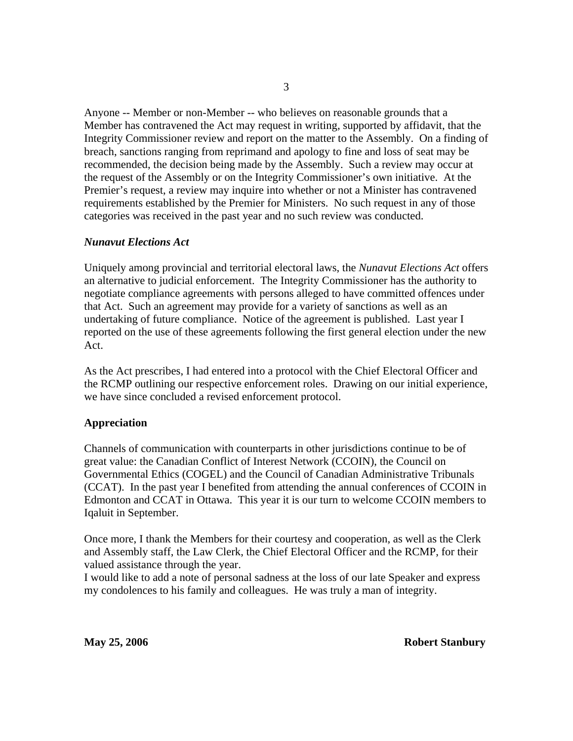Anyone -- Member or non-Member -- who believes on reasonable grounds that a Member has contravened the Act may request in writing, supported by affidavit, that the Integrity Commissioner review and report on the matter to the Assembly. On a finding of breach, sanctions ranging from reprimand and apology to fine and loss of seat may be recommended, the decision being made by the Assembly. Such a review may occur at the request of the Assembly or on the Integrity Commissioner's own initiative. At the Premier's request, a review may inquire into whether or not a Minister has contravened requirements established by the Premier for Ministers. No such request in any of those categories was received in the past year and no such review was conducted.

### *Nunavut Elections Act*

Uniquely among provincial and territorial electoral laws, the *Nunavut Elections Act* offers an alternative to judicial enforcement. The Integrity Commissioner has the authority to negotiate compliance agreements with persons alleged to have committed offences under that Act. Such an agreement may provide for a variety of sanctions as well as an undertaking of future compliance. Notice of the agreement is published. Last year I reported on the use of these agreements following the first general election under the new Act.

As the Act prescribes, I had entered into a protocol with the Chief Electoral Officer and the RCMP outlining our respective enforcement roles. Drawing on our initial experience, we have since concluded a revised enforcement protocol.

### Appreciation

Channels of communication with counterparts in other jurisdictions continue to be of great value: the Canadian Conflict of Interest Network (CCOIN), the Council on Governmental Ethics (COGEL) and the Council of Canadian Administrative Tribunals (CCAT). In the past year I benefited from attending the annual conferences of CCOIN in Edmonton and CCAT in Ottawa. This year it is our turn to welcome CCOIN members to Iqaluit in September.

Once more, I thank the Members for their courtesy and cooperation, as well as the Clerk and Assembly staff, the Law Clerk, the Chief Electoral Officer and the RCMP, for their valued assistance through the year.

I would like to add a note of personal sadness at the loss of our late Speaker and express my condolences to his family and colleagues. He was truly a man of integrity.

**May 25, 2006** **Robert Stanbury**